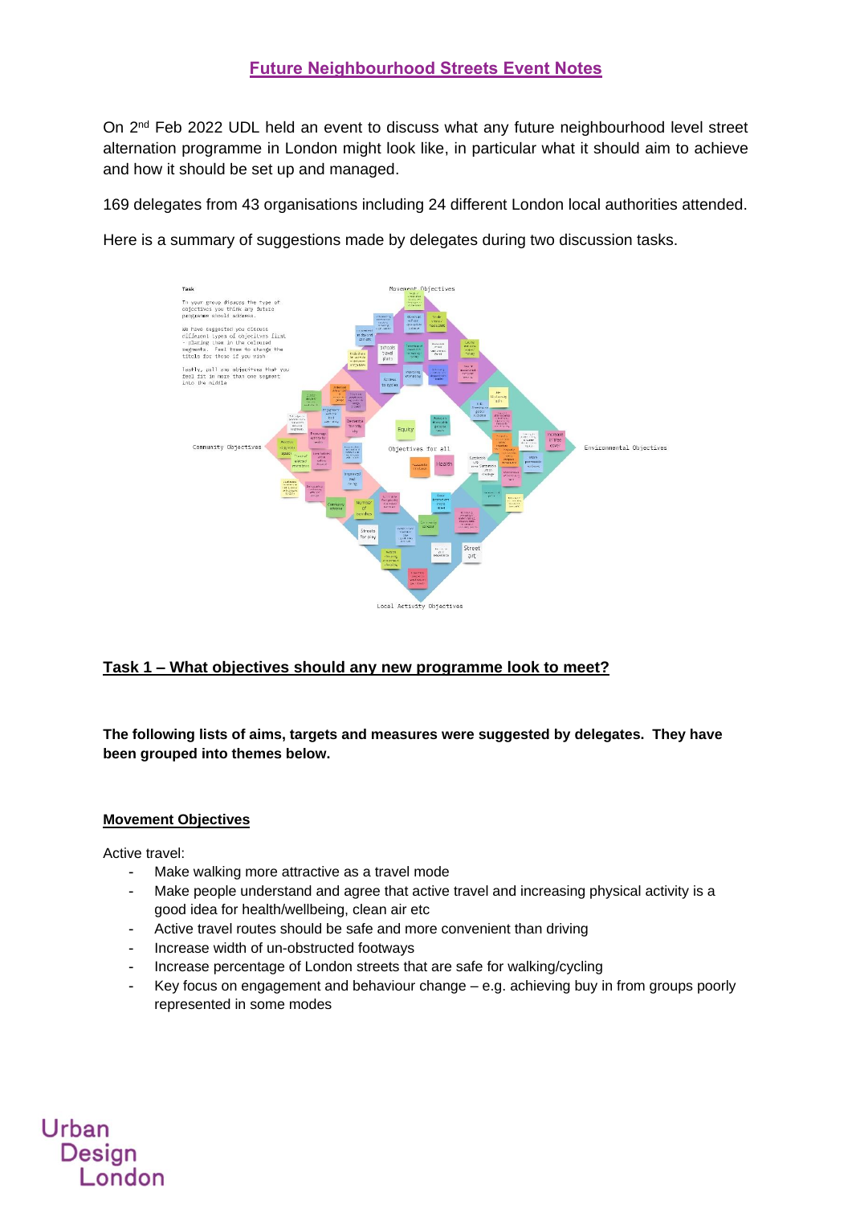# Future Neighbourhood Streets Event Notes

On 2nd Feb 2022 UDL held an event to discuss what any future neighbourhood level street alternation programme in London might look like, in particular what it should aim to achieve and how it should be set up and managed.

169 delegates from 43 organisations including 24 different London local authorities attended.

Here is a summary of suggestions made by delegates during two discussion tasks.

## Task 1 – What objectives should any new programme look to meet?

**The following lists of aims, targets and measures were suggested by delegates. They have been grouped into themes below.**

### Movement Objectives

Active travel:

- Make walking more attractive as a travel mode
- Make people understand and agree that active travel and increasing physical activity is a good idea for health/wellbeing, clean air etc
- Active travel routes should be safe and more convenient than driving
- Increase width of un-obstructed footways
- Increase percentage of London streets that are safe for walking/cycling
- Key focus on engagement and behaviour change – e.g. achieving buy in from groups poorly represented in some modes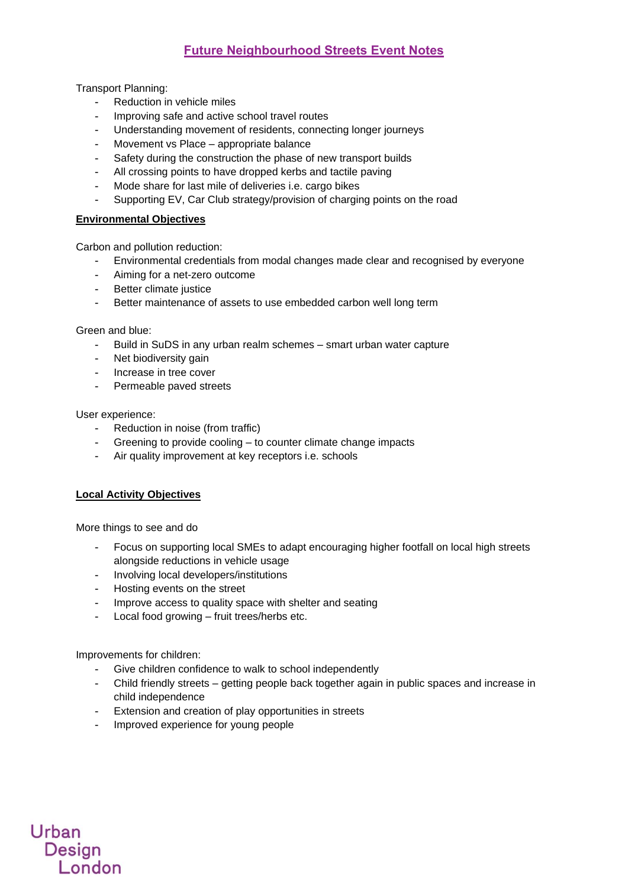# Future Neighbourhood Streets Event Notes

Transport Planning:

- Reduction in vehicle miles
- Improving safe and active school travel routes
- Understanding movement of residents, connecting longer journeys
- Movement vs Place – appropriate balance
- Safety during the construction the phase of new transport builds
- All crossing points to have dropped kerbs and tactile paving
- Mode share for last mile of deliveries i.e. cargo bikes
- Supporting EV, Car Club strategy/provision of charging points on the road

## Environmental Objectives

Carbon and pollution reduction:

- Environmental credentials from modal changes made clear and recognised by everyone
- Aiming for a net-zero outcome
- Better climate justice
- Better maintenance of assets to use embedded carbon well long term

Green and blue:

- Build in SuDS in any urban realm schemes – smart urban water capture
- Net biodiversity gain
- Increase in tree cover
- Permeable paved streets

User experience:

- Reduction in noise (from traffic)
- Greening to provide cooling – to counter climate change impacts
- Air quality improvement at key receptors i.e. schools

## Local Activity Objectives

More things to see and do

- Focus on supporting local SMEs to adapt encouraging higher footfall on local high streets alongside reductions in vehicle usage
- Involving local developers/institutions
- Hosting events on the street
- Improve access to quality space with shelter and seating
- Local food growing – fruit trees/herbs etc.

Improvements for children:

- Give children confidence to walk to school independently
- Child friendly streets – getting people back together again in public spaces and increase in child independence
- Extension and creation of play opportunities in streets
- Improved experience for young people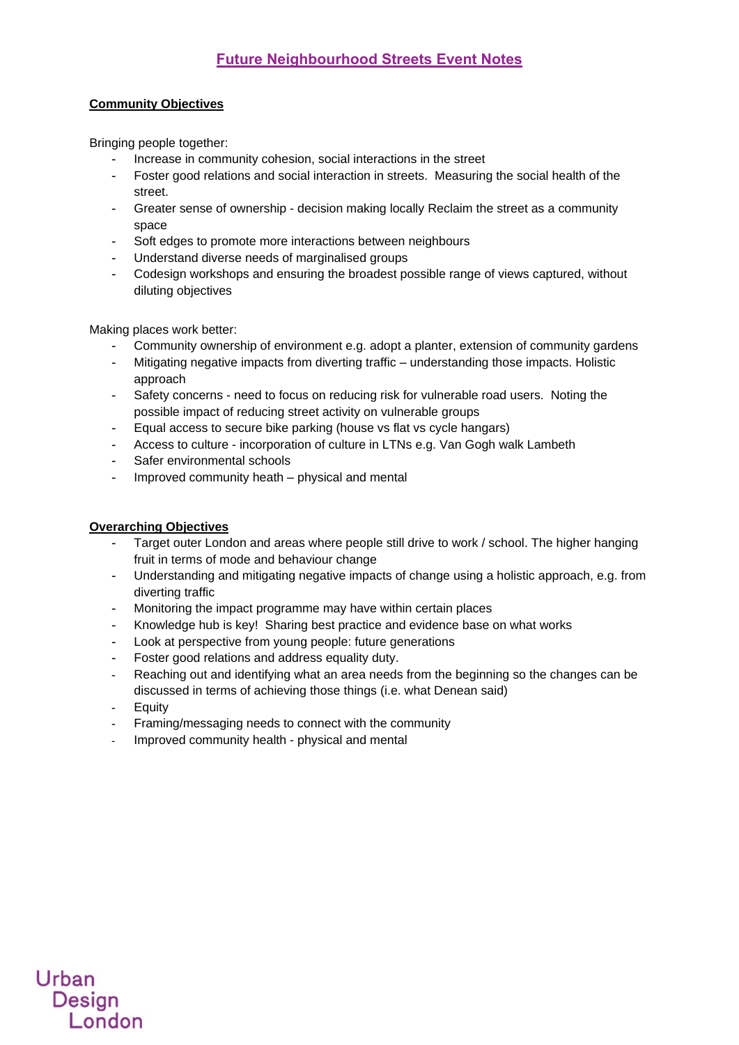# Future Neighbourhood Streets Event Notes

**Community Objectives**

Bringing people together:

- Increase in community cohesion, social interactions in the street
- Foster good relations and social interaction in streets. Measuring the social health of the street.
- Greater sense of ownership - decision making locally Reclaim the street as a community space
- Soft edges to promote more interactions between neighbours
- Understand diverse needs of marginalised groups
- Codesign workshops and ensuring the broadest possible range of views captured, without diluting objectives

Making places work better:

- Community ownership of environment e.g. adopt a planter, extension of community gardens
- Mitigating negative impacts from diverting traffic – understanding those impacts. Holistic approach
- Safety concerns - need to focus on reducing risk for vulnerable road users. Noting the possible impact of reducing street activity on vulnerable groups
- Equal access to secure bike parking (house vs flat vs cycle hangars)
- Access to culture - incorporation of culture in LTNs e.g. Van Gogh walk Lambeth
- Safer environmental schools
- Improved community heath – physical and mental

**Overarching Objectives**

- Target outer London and areas where people still drive to work / school. The higher hanging fruit in terms of mode and behaviour change
- Understanding and mitigating negative impacts of change using a holistic approach, e.g. from diverting traffic
- Monitoring the impact programme may have within certain places
- Knowledge hub is key! Sharing best practice and evidence base on what works
- Look at perspective from young people: future generations
- Foster good relations and address equality duty.
- Reaching out and identifying what an area needs from the beginning so the changes can be discussed in terms of achieving those things (i.e. what Denean said)
- Equity
- Framing/messaging needs to connect with the community
- Improved community health - physical and mental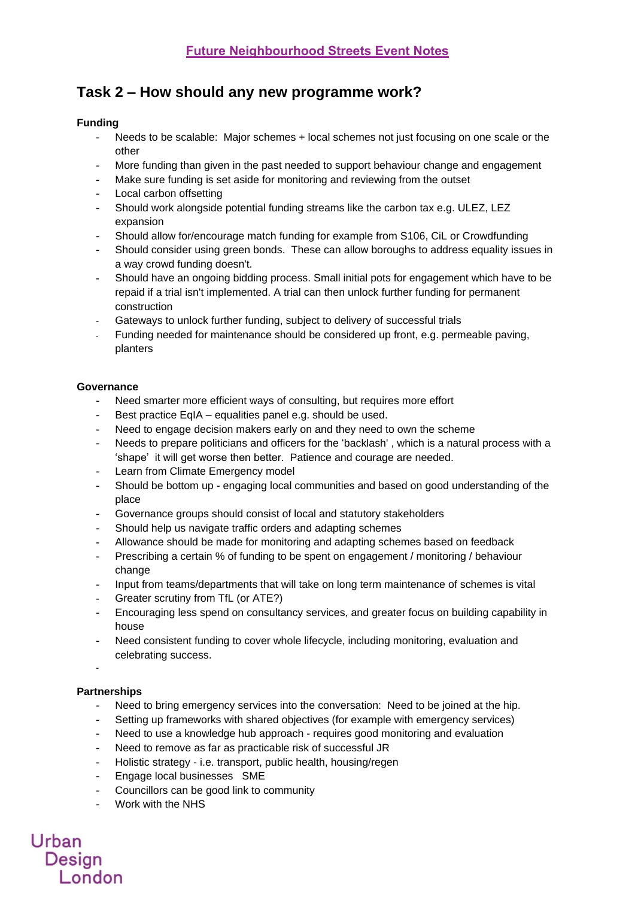**Future Neighbourhood Streets Event Notes**

## Task 2 – How should any new programme work?

**Funding**

- Needs to be scalable: Major schemes + local schemes not just focusing on one scale or the other
- More funding than given in the past needed to support behaviour change and engagement
- Make sure funding is set aside for monitoring and reviewing from the outset
- Local carbon offsetting
- Should work alongside potential funding streams like the carbon tax e.g. ULEZ, LEZ expansion
- Should allow for/encourage match funding for example from S106, CiL or Crowdfunding
- Should consider using green bonds. These can allow boroughs to address equality issues in a way crowd funding doesn't.
- Should have an ongoing bidding process. Small initial pots for engagement which have to be repaid if a trial isn't implemented. A trial can then unlock further funding for permanent construction
- Gateways to unlock further funding, subject to delivery of successful trials
- Funding needed for maintenance should be considered up front, e.g. permeable paving, planters

**Governance**

- Need smarter more efficient ways of consulting, but requires more effort
- Best practice EqIA – equalities panel e.g. should be used.
- Need to engage decision makers early on and they need to own the scheme
- Needs to prepare politicians and officers for the 'backlash' , which is a natural process with a 'shape' it will get worse then better. Patience and courage are needed.
- Learn from Climate Emergency model
- Should be bottom up - engaging local communities and based on good understanding of the place
- Governance groups should consist of local and statutory stakeholders
- Should help us navigate traffic orders and adapting schemes
- Allowance should be made for monitoring and adapting schemes based on feedback
- Prescribing a certain % of funding to be spent on engagement / monitoring / behaviour change
- Input from teams/departments that will take on long term maintenance of schemes is vital
- Greater scrutiny from TfL (or ATE?)
- Encouraging less spend on consultancy services, and greater focus on building capability in house
- Need consistent funding to cover whole lifecycle, including monitoring, evaluation and celebrating success.
-

**Partnerships**

- Need to bring emergency services into the conversation: Need to be joined at the hip.
- Setting up frameworks with shared objectives (for example with emergency services)
- Need to use a knowledge hub approach - requires good monitoring and evaluation
- Need to remove as far as practicable risk of successful JR
- Holistic strategy - i.e. transport, public health, housing/regen
- Engage local businesses SME
- Councillors can be good link to community
- Work with the NHS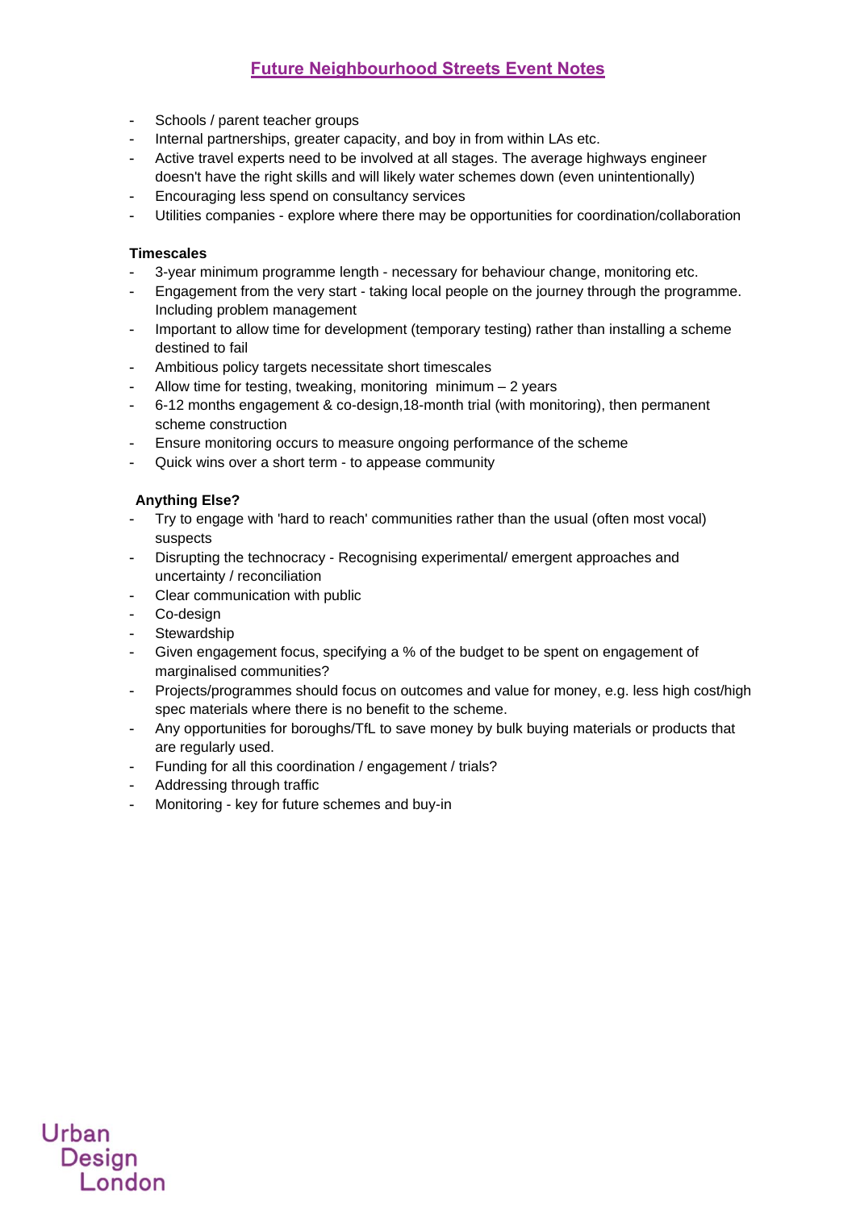# Future Neighbourhood Streets Event Notes

- Schools / parent teacher groups
- Internal partnerships, greater capacity, and boy in from within LAs etc.
- Active travel experts need to be involved at all stages. The average highways engineer doesn't have the right skills and will likely water schemes down (even unintentionally)
- Encouraging less spend on consultancy services
- Utilities companies - explore where there may be opportunities for coordination/collaboration

**Timescales**

- 3-year minimum programme length - necessary for behaviour change, monitoring etc.
- Engagement from the very start - taking local people on the journey through the programme. Including problem management
- Important to allow time for development (temporary testing) rather than installing a scheme destined to fail
- Ambitious policy targets necessitate short timescales
- Allow time for testing, tweaking, monitoring  minimum – 2 years
- 6-12 months engagement & co-design,18-month trial (with monitoring), then permanent scheme construction
- Ensure monitoring occurs to measure ongoing performance of the scheme
- Quick wins over a short term - to appease community

**Anything Else?**

- Try to engage with 'hard to reach' communities rather than the usual (often most vocal) suspects
- Disrupting the technocracy - Recognising experimental/ emergent approaches and uncertainty / reconciliation
- Clear communication with public
- Co-design
- Stewardship
- Given engagement focus, specifying a % of the budget to be spent on engagement of marginalised communities?
- Projects/programmes should focus on outcomes and value for money, e.g. less high cost/high spec materials where there is no benefit to the scheme.
- Any opportunities for boroughs/TfL to save money by bulk buying materials or products that are regularly used.
- Funding for all this coordination / engagement / trials?
- Addressing through traffic
- Monitoring - key for future schemes and buy-in